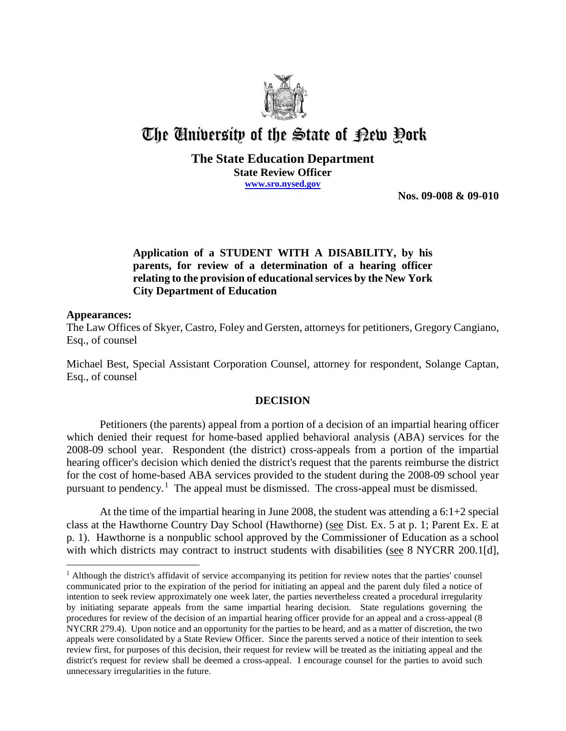# The University of the State of New York

**The State Education Department**
**State Review Officer**
**www.sro.nysed.gov**

**Nos. 09-008 & 09-010**

**Application of a STUDENT WITH A DISABILITY, by his parents, for review of a determination of a hearing officer relating to the provision of educational services by the New York City Department of Education**

**Appearances:**
The Law Offices of Skyer, Castro, Foley and Gersten, attorneys for petitioners, Gregory Cangiano, Esq., of counsel

Michael Best, Special Assistant Corporation Counsel, attorney for respondent, Solange Captan, Esq., of counsel

## DECISION

Petitioners (the parents) appeal from a portion of a decision of an impartial hearing officer which denied their request for home-based applied behavioral analysis (ABA) services for the 2008-09 school year. Respondent (the district) cross-appeals from a portion of the impartial hearing officer's decision which denied the district's request that the parents reimburse the district for the cost of home-based ABA services provided to the student during the 2008-09 school year pursuant to pendency.[1] The appeal must be dismissed. The cross-appeal must be dismissed.

At the time of the impartial hearing in June 2008, the student was attending a 6:1+2 special class at the Hawthorne Country Day School (Hawthorne) (see Dist. Ex. 5 at p. 1; Parent Ex. E at p. 1). Hawthorne is a nonpublic school approved by the Commissioner of Education as a school with which districts may contract to instruct students with disabilities (see 8 NYCRR 200.1[d],

---

[1] Although the district's affidavit of service accompanying its petition for review notes that the parties' counsel communicated prior to the expiration of the period for initiating an appeal and the parent duly filed a notice of intention to seek review approximately one week later, the parties nevertheless created a procedural irregularity by initiating separate appeals from the same impartial hearing decision. State regulations governing the procedures for review of the decision of an impartial hearing officer provide for an appeal and a cross-appeal (8 NYCRR 279.4). Upon notice and an opportunity for the parties to be heard, and as a matter of discretion, the two appeals were consolidated by a State Review Officer. Since the parents served a notice of their intention to seek review first, for purposes of this decision, their request for review will be treated as the initiating appeal and the district's request for review shall be deemed a cross-appeal. I encourage counsel for the parties to avoid such unnecessary irregularities in the future.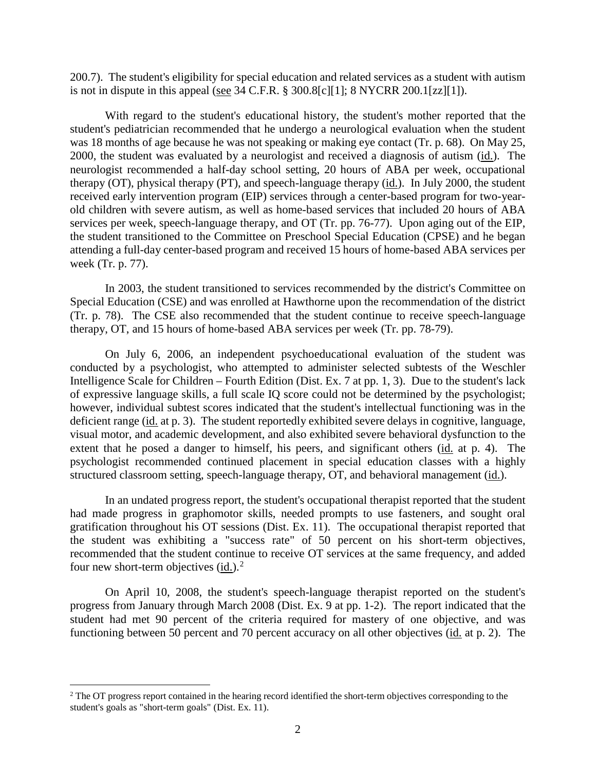200.7). The student's eligibility for special education and related services as a student with autism is not in dispute in this appeal (see 34 C.F.R. § 300.8[c][1]; 8 NYCRR 200.1[zz][1]).

With regard to the student's educational history, the student's mother reported that the student's pediatrician recommended that he undergo a neurological evaluation when the student was 18 months of age because he was not speaking or making eye contact (Tr. p. 68). On May 25, 2000, the student was evaluated by a neurologist and received a diagnosis of autism (id.). The neurologist recommended a half-day school setting, 20 hours of ABA per week, occupational therapy (OT), physical therapy (PT), and speech-language therapy (id.). In July 2000, the student received early intervention program (EIP) services through a center-based program for two-year-old children with severe autism, as well as home-based services that included 20 hours of ABA services per week, speech-language therapy, and OT (Tr. pp. 76-77). Upon aging out of the EIP, the student transitioned to the Committee on Preschool Special Education (CPSE) and he began attending a full-day center-based program and received 15 hours of home-based ABA services per week (Tr. p. 77).

In 2003, the student transitioned to services recommended by the district's Committee on Special Education (CSE) and was enrolled at Hawthorne upon the recommendation of the district (Tr. p. 78). The CSE also recommended that the student continue to receive speech-language therapy, OT, and 15 hours of home-based ABA services per week (Tr. pp. 78-79).

On July 6, 2006, an independent psychoeducational evaluation of the student was conducted by a psychologist, who attempted to administer selected subtests of the Weschler Intelligence Scale for Children – Fourth Edition (Dist. Ex. 7 at pp. 1, 3). Due to the student's lack of expressive language skills, a full scale IQ score could not be determined by the psychologist; however, individual subtest scores indicated that the student's intellectual functioning was in the deficient range (id. at p. 3). The student reportedly exhibited severe delays in cognitive, language, visual motor, and academic development, and also exhibited severe behavioral dysfunction to the extent that he posed a danger to himself, his peers, and significant others (id. at p. 4). The psychologist recommended continued placement in special education classes with a highly structured classroom setting, speech-language therapy, OT, and behavioral management (id.).

In an undated progress report, the student's occupational therapist reported that the student had made progress in graphomotor skills, needed prompts to use fasteners, and sought oral gratification throughout his OT sessions (Dist. Ex. 11). The occupational therapist reported that the student was exhibiting a "success rate" of 50 percent on his short-term objectives, recommended that the student continue to receive OT services at the same frequency, and added four new short-term objectives (id.).[2]

On April 10, 2008, the student's speech-language therapist reported on the student's progress from January through March 2008 (Dist. Ex. 9 at pp. 1-2). The report indicated that the student had met 90 percent of the criteria required for mastery of one objective, and was functioning between 50 percent and 70 percent accuracy on all other objectives (id. at p. 2). The

---

[2] The OT progress report contained in the hearing record identified the short-term objectives corresponding to the student's goals as "short-term goals" (Dist. Ex. 11).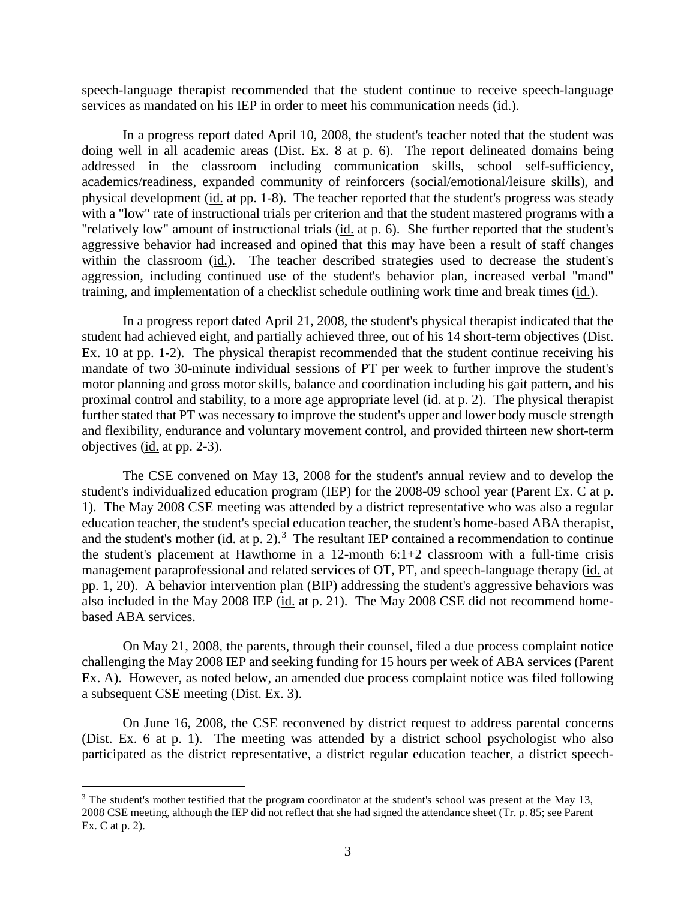speech-language therapist recommended that the student continue to receive speech-language services as mandated on his IEP in order to meet his communication needs (id.).

In a progress report dated April 10, 2008, the student's teacher noted that the student was doing well in all academic areas (Dist. Ex. 8 at p. 6). The report delineated domains being addressed in the classroom including communication skills, school self-sufficiency, academics/readiness, expanded community of reinforcers (social/emotional/leisure skills), and physical development (id. at pp. 1-8). The teacher reported that the student's progress was steady with a "low" rate of instructional trials per criterion and that the student mastered programs with a "relatively low" amount of instructional trials (id. at p. 6). She further reported that the student's aggressive behavior had increased and opined that this may have been a result of staff changes within the classroom (id.). The teacher described strategies used to decrease the student's aggression, including continued use of the student's behavior plan, increased verbal "mand" training, and implementation of a checklist schedule outlining work time and break times (id.).

In a progress report dated April 21, 2008, the student's physical therapist indicated that the student had achieved eight, and partially achieved three, out of his 14 short-term objectives (Dist. Ex. 10 at pp. 1-2). The physical therapist recommended that the student continue receiving his mandate of two 30-minute individual sessions of PT per week to further improve the student's motor planning and gross motor skills, balance and coordination including his gait pattern, and his proximal control and stability, to a more age appropriate level (id. at p. 2). The physical therapist further stated that PT was necessary to improve the student's upper and lower body muscle strength and flexibility, endurance and voluntary movement control, and provided thirteen new short-term objectives (id. at pp. 2-3).

The CSE convened on May 13, 2008 for the student's annual review and to develop the student's individualized education program (IEP) for the 2008-09 school year (Parent Ex. C at p. 1). The May 2008 CSE meeting was attended by a district representative who was also a regular education teacher, the student's special education teacher, the student's home-based ABA therapist, and the student's mother (id. at p. 2).[3] The resultant IEP contained a recommendation to continue the student's placement at Hawthorne in a 12-month 6:1+2 classroom with a full-time crisis management paraprofessional and related services of OT, PT, and speech-language therapy (id. at pp. 1, 20). A behavior intervention plan (BIP) addressing the student's aggressive behaviors was also included in the May 2008 IEP (id. at p. 21). The May 2008 CSE did not recommend home-based ABA services.

On May 21, 2008, the parents, through their counsel, filed a due process complaint notice challenging the May 2008 IEP and seeking funding for 15 hours per week of ABA services (Parent Ex. A). However, as noted below, an amended due process complaint notice was filed following a subsequent CSE meeting (Dist. Ex. 3).

On June 16, 2008, the CSE reconvened by district request to address parental concerns (Dist. Ex. 6 at p. 1). The meeting was attended by a district school psychologist who also participated as the district representative, a district regular education teacher, a district speech-

[3] The student's mother testified that the program coordinator at the student's school was present at the May 13, 2008 CSE meeting, although the IEP did not reflect that she had signed the attendance sheet (Tr. p. 85; see Parent Ex. C at p. 2).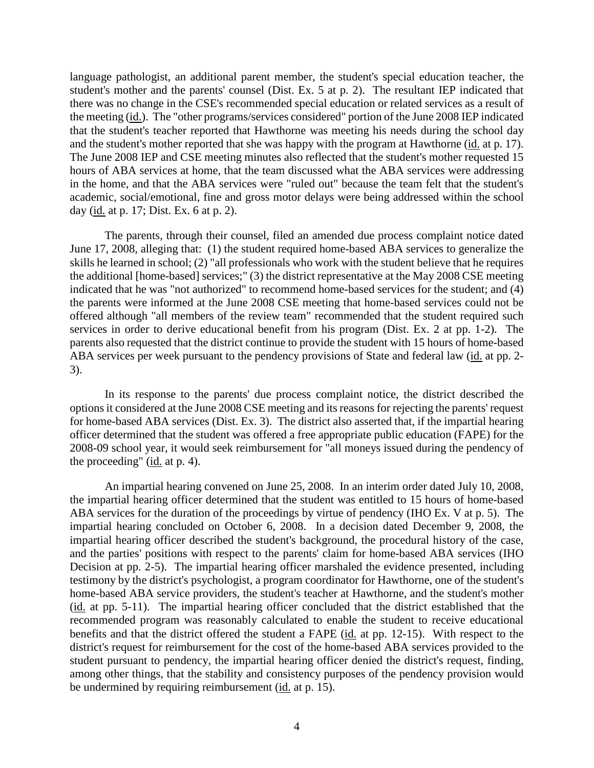language pathologist, an additional parent member, the student's special education teacher, the student's mother and the parents' counsel (Dist. Ex. 5 at p. 2). The resultant IEP indicated that there was no change in the CSE's recommended special education or related services as a result of the meeting (id.). The "other programs/services considered" portion of the June 2008 IEP indicated that the student's teacher reported that Hawthorne was meeting his needs during the school day and the student's mother reported that she was happy with the program at Hawthorne (id. at p. 17). The June 2008 IEP and CSE meeting minutes also reflected that the student's mother requested 15 hours of ABA services at home, that the team discussed what the ABA services were addressing in the home, and that the ABA services were "ruled out" because the team felt that the student's academic, social/emotional, fine and gross motor delays were being addressed within the school day (id. at p. 17; Dist. Ex. 6 at p. 2).

The parents, through their counsel, filed an amended due process complaint notice dated June 17, 2008, alleging that: (1) the student required home-based ABA services to generalize the skills he learned in school; (2) "all professionals who work with the student believe that he requires the additional [home-based] services;" (3) the district representative at the May 2008 CSE meeting indicated that he was "not authorized" to recommend home-based services for the student; and (4) the parents were informed at the June 2008 CSE meeting that home-based services could not be offered although "all members of the review team" recommended that the student required such services in order to derive educational benefit from his program (Dist. Ex. 2 at pp. 1-2). The parents also requested that the district continue to provide the student with 15 hours of home-based ABA services per week pursuant to the pendency provisions of State and federal law (id. at pp. 2-3).

In its response to the parents' due process complaint notice, the district described the options it considered at the June 2008 CSE meeting and its reasons for rejecting the parents' request for home-based ABA services (Dist. Ex. 3). The district also asserted that, if the impartial hearing officer determined that the student was offered a free appropriate public education (FAPE) for the 2008-09 school year, it would seek reimbursement for "all moneys issued during the pendency of the proceeding" (id. at p. 4).

An impartial hearing convened on June 25, 2008. In an interim order dated July 10, 2008, the impartial hearing officer determined that the student was entitled to 15 hours of home-based ABA services for the duration of the proceedings by virtue of pendency (IHO Ex. V at p. 5). The impartial hearing concluded on October 6, 2008. In a decision dated December 9, 2008, the impartial hearing officer described the student's background, the procedural history of the case, and the parties' positions with respect to the parents' claim for home-based ABA services (IHO Decision at pp. 2-5). The impartial hearing officer marshaled the evidence presented, including testimony by the district's psychologist, a program coordinator for Hawthorne, one of the student's home-based ABA service providers, the student's teacher at Hawthorne, and the student's mother (id. at pp. 5-11). The impartial hearing officer concluded that the district established that the recommended program was reasonably calculated to enable the student to receive educational benefits and that the district offered the student a FAPE (id. at pp. 12-15). With respect to the district's request for reimbursement for the cost of the home-based ABA services provided to the student pursuant to pendency, the impartial hearing officer denied the district's request, finding, among other things, that the stability and consistency purposes of the pendency provision would be undermined by requiring reimbursement (id. at p. 15).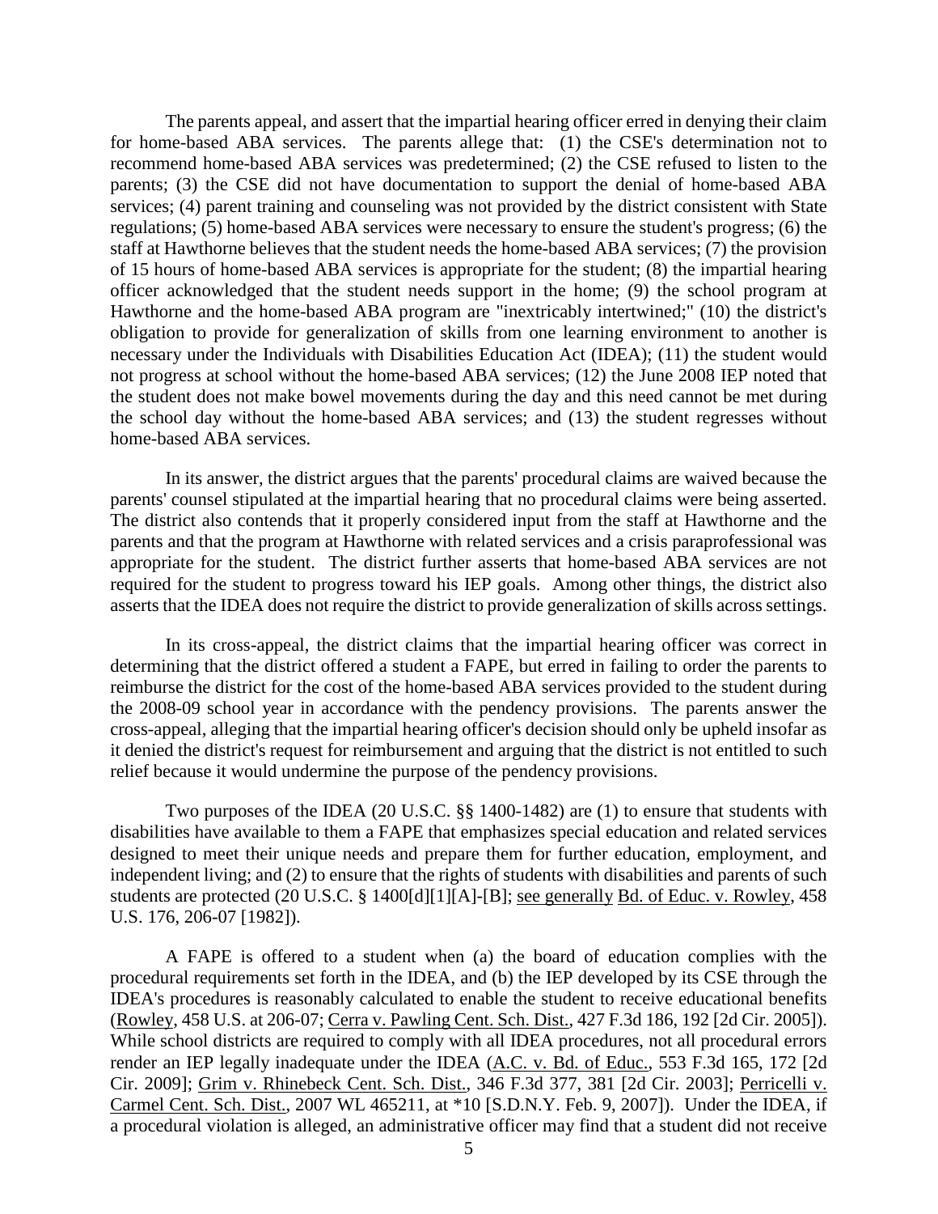The parents appeal, and assert that the impartial hearing officer erred in denying their claim for home-based ABA services. The parents allege that: (1) the CSE's determination not to recommend home-based ABA services was predetermined; (2) the CSE refused to listen to the parents; (3) the CSE did not have documentation to support the denial of home-based ABA services; (4) parent training and counseling was not provided by the district consistent with State regulations; (5) home-based ABA services were necessary to ensure the student's progress; (6) the staff at Hawthorne believes that the student needs the home-based ABA services; (7) the provision of 15 hours of home-based ABA services is appropriate for the student; (8) the impartial hearing officer acknowledged that the student needs support in the home; (9) the school program at Hawthorne and the home-based ABA program are "inextricably intertwined;" (10) the district's obligation to provide for generalization of skills from one learning environment to another is necessary under the Individuals with Disabilities Education Act (IDEA); (11) the student would not progress at school without the home-based ABA services; (12) the June 2008 IEP noted that the student does not make bowel movements during the day and this need cannot be met during the school day without the home-based ABA services; and (13) the student regresses without home-based ABA services.

In its answer, the district argues that the parents' procedural claims are waived because the parents' counsel stipulated at the impartial hearing that no procedural claims were being asserted. The district also contends that it properly considered input from the staff at Hawthorne and the parents and that the program at Hawthorne with related services and a crisis paraprofessional was appropriate for the student. The district further asserts that home-based ABA services are not required for the student to progress toward his IEP goals. Among other things, the district also asserts that the IDEA does not require the district to provide generalization of skills across settings.

In its cross-appeal, the district claims that the impartial hearing officer was correct in determining that the district offered a student a FAPE, but erred in failing to order the parents to reimburse the district for the cost of the home-based ABA services provided to the student during the 2008-09 school year in accordance with the pendency provisions. The parents answer the cross-appeal, alleging that the impartial hearing officer's decision should only be upheld insofar as it denied the district's request for reimbursement and arguing that the district is not entitled to such relief because it would undermine the purpose of the pendency provisions.

Two purposes of the IDEA (20 U.S.C. §§ 1400-1482) are (1) to ensure that students with disabilities have available to them a FAPE that emphasizes special education and related services designed to meet their unique needs and prepare them for further education, employment, and independent living; and (2) to ensure that the rights of students with disabilities and parents of such students are protected (20 U.S.C. § 1400[d][1][A]-[B]; see generally Bd. of Educ. v. Rowley, 458 U.S. 176, 206-07 [1982]).

A FAPE is offered to a student when (a) the board of education complies with the procedural requirements set forth in the IDEA, and (b) the IEP developed by its CSE through the IDEA's procedures is reasonably calculated to enable the student to receive educational benefits (Rowley, 458 U.S. at 206-07; Cerra v. Pawling Cent. Sch. Dist., 427 F.3d 186, 192 [2d Cir. 2005]). While school districts are required to comply with all IDEA procedures, not all procedural errors render an IEP legally inadequate under the IDEA (A.C. v. Bd. of Educ., 553 F.3d 165, 172 [2d Cir. 2009]; Grim v. Rhinebeck Cent. Sch. Dist., 346 F.3d 377, 381 [2d Cir. 2003]; Perricelli v. Carmel Cent. Sch. Dist., 2007 WL 465211, at *10 [S.D.N.Y. Feb. 9, 2007]). Under the IDEA, if a procedural violation is alleged, an administrative officer may find that a student did not receive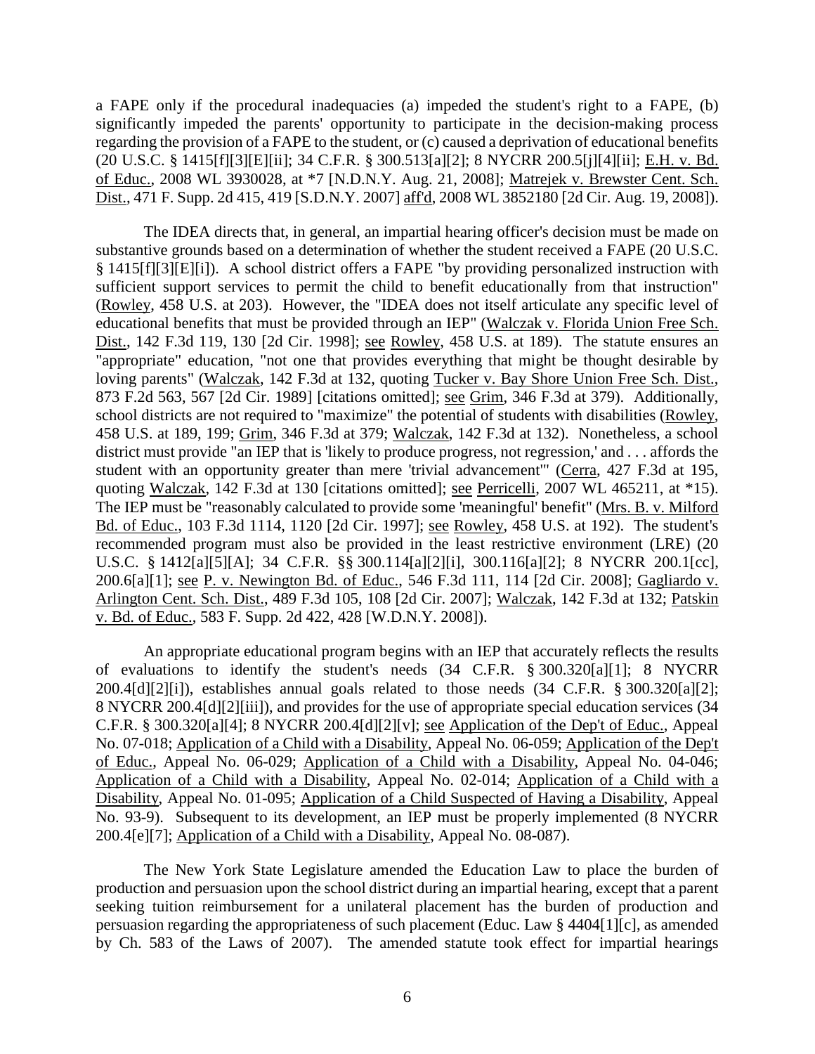a FAPE only if the procedural inadequacies (a) impeded the student's right to a FAPE, (b) significantly impeded the parents' opportunity to participate in the decision-making process regarding the provision of a FAPE to the student, or (c) caused a deprivation of educational benefits (20 U.S.C. § 1415[f][3][E][ii]; 34 C.F.R. § 300.513[a][2]; 8 NYCRR 200.5[j][4][ii]; E.H. v. Bd. of Educ., 2008 WL 3930028, at *7 [N.D.N.Y. Aug. 21, 2008]; Matrejek v. Brewster Cent. Sch. Dist., 471 F. Supp. 2d 415, 419 [S.D.N.Y. 2007] aff'd, 2008 WL 3852180 [2d Cir. Aug. 19, 2008]).

The IDEA directs that, in general, an impartial hearing officer's decision must be made on substantive grounds based on a determination of whether the student received a FAPE (20 U.S.C. § 1415[f][3][E][i]). A school district offers a FAPE "by providing personalized instruction with sufficient support services to permit the child to benefit educationally from that instruction" (Rowley, 458 U.S. at 203). However, the "IDEA does not itself articulate any specific level of educational benefits that must be provided through an IEP" (Walczak v. Florida Union Free Sch. Dist., 142 F.3d 119, 130 [2d Cir. 1998]; see Rowley, 458 U.S. at 189). The statute ensures an "appropriate" education, "not one that provides everything that might be thought desirable by loving parents" (Walczak, 142 F.3d at 132, quoting Tucker v. Bay Shore Union Free Sch. Dist., 873 F.2d 563, 567 [2d Cir. 1989] [citations omitted]; see Grim, 346 F.3d at 379). Additionally, school districts are not required to "maximize" the potential of students with disabilities (Rowley, 458 U.S. at 189, 199; Grim, 346 F.3d at 379; Walczak, 142 F.3d at 132). Nonetheless, a school district must provide "an IEP that is 'likely to produce progress, not regression,' and . . . affords the student with an opportunity greater than mere 'trivial advancement'" (Cerra, 427 F.3d at 195, quoting Walczak, 142 F.3d at 130 [citations omitted]; see Perricelli, 2007 WL 465211, at *15). The IEP must be "reasonably calculated to provide some 'meaningful' benefit" (Mrs. B. v. Milford Bd. of Educ., 103 F.3d 1114, 1120 [2d Cir. 1997]; see Rowley, 458 U.S. at 192). The student's recommended program must also be provided in the least restrictive environment (LRE) (20 U.S.C. § 1412[a][5][A]; 34 C.F.R. §§ 300.114[a][2][i], 300.116[a][2]; 8 NYCRR 200.1[cc], 200.6[a][1]; see P. v. Newington Bd. of Educ., 546 F.3d 111, 114 [2d Cir. 2008]; Gagliardo v. Arlington Cent. Sch. Dist., 489 F.3d 105, 108 [2d Cir. 2007]; Walczak, 142 F.3d at 132; Patskin v. Bd. of Educ., 583 F. Supp. 2d 422, 428 [W.D.N.Y. 2008]).

An appropriate educational program begins with an IEP that accurately reflects the results of evaluations to identify the student's needs (34 C.F.R. § 300.320[a][1]; 8 NYCRR 200.4[d][2][i]), establishes annual goals related to those needs (34 C.F.R. § 300.320[a][2]; 8 NYCRR 200.4[d][2][iii]), and provides for the use of appropriate special education services (34 C.F.R. § 300.320[a][4]; 8 NYCRR 200.4[d][2][v]; see Application of the Dep't of Educ., Appeal No. 07-018; Application of a Child with a Disability, Appeal No. 06-059; Application of the Dep't of Educ., Appeal No. 06-029; Application of a Child with a Disability, Appeal No. 04-046; Application of a Child with a Disability, Appeal No. 02-014; Application of a Child with a Disability, Appeal No. 01-095; Application of a Child Suspected of Having a Disability, Appeal No. 93-9). Subsequent to its development, an IEP must be properly implemented (8 NYCRR 200.4[e][7]; Application of a Child with a Disability, Appeal No. 08-087).

The New York State Legislature amended the Education Law to place the burden of production and persuasion upon the school district during an impartial hearing, except that a parent seeking tuition reimbursement for a unilateral placement has the burden of production and persuasion regarding the appropriateness of such placement (Educ. Law § 4404[1][c], as amended by Ch. 583 of the Laws of 2007). The amended statute took effect for impartial hearings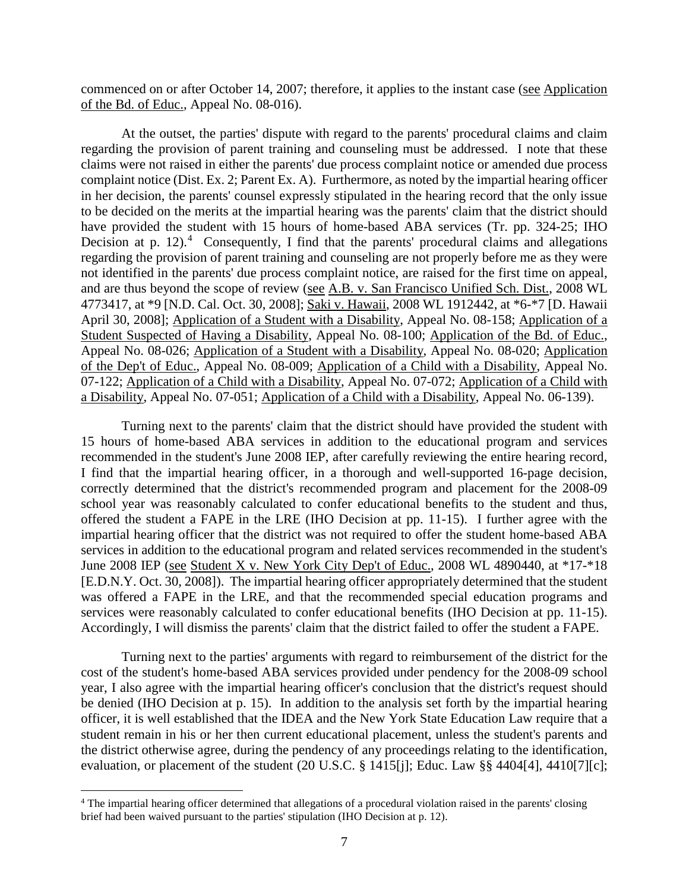commenced on or after October 14, 2007; therefore, it applies to the instant case (see Application of the Bd. of Educ., Appeal No. 08-016).

At the outset, the parties' dispute with regard to the parents' procedural claims and claim regarding the provision of parent training and counseling must be addressed. I note that these claims were not raised in either the parents' due process complaint notice or amended due process complaint notice (Dist. Ex. 2; Parent Ex. A). Furthermore, as noted by the impartial hearing officer in her decision, the parents' counsel expressly stipulated in the hearing record that the only issue to be decided on the merits at the impartial hearing was the parents' claim that the district should have provided the student with 15 hours of home-based ABA services (Tr. pp. 324-25; IHO Decision at p. 12).[4] Consequently, I find that the parents' procedural claims and allegations regarding the provision of parent training and counseling are not properly before me as they were not identified in the parents' due process complaint notice, are raised for the first time on appeal, and are thus beyond the scope of review (see A.B. v. San Francisco Unified Sch. Dist., 2008 WL 4773417, at *9 [N.D. Cal. Oct. 30, 2008]; Saki v. Hawaii, 2008 WL 1912442, at *6-*7 [D. Hawaii April 30, 2008]; Application of a Student with a Disability, Appeal No. 08-158; Application of a Student Suspected of Having a Disability, Appeal No. 08-100; Application of the Bd. of Educ., Appeal No. 08-026; Application of a Student with a Disability, Appeal No. 08-020; Application of the Dep't of Educ., Appeal No. 08-009; Application of a Child with a Disability, Appeal No. 07-122; Application of a Child with a Disability, Appeal No. 07-072; Application of a Child with a Disability, Appeal No. 07-051; Application of a Child with a Disability, Appeal No. 06-139).

Turning next to the parents' claim that the district should have provided the student with 15 hours of home-based ABA services in addition to the educational program and services recommended in the student's June 2008 IEP, after carefully reviewing the entire hearing record, I find that the impartial hearing officer, in a thorough and well-supported 16-page decision, correctly determined that the district's recommended program and placement for the 2008-09 school year was reasonably calculated to confer educational benefits to the student and thus, offered the student a FAPE in the LRE (IHO Decision at pp. 11-15). I further agree with the impartial hearing officer that the district was not required to offer the student home-based ABA services in addition to the educational program and related services recommended in the student's June 2008 IEP (see Student X v. New York City Dep't of Educ., 2008 WL 4890440, at *17-*18 [E.D.N.Y. Oct. 30, 2008]). The impartial hearing officer appropriately determined that the student was offered a FAPE in the LRE, and that the recommended special education programs and services were reasonably calculated to confer educational benefits (IHO Decision at pp. 11-15). Accordingly, I will dismiss the parents' claim that the district failed to offer the student a FAPE.

Turning next to the parties' arguments with regard to reimbursement of the district for the cost of the student's home-based ABA services provided under pendency for the 2008-09 school year, I also agree with the impartial hearing officer's conclusion that the district's request should be denied (IHO Decision at p. 15). In addition to the analysis set forth by the impartial hearing officer, it is well established that the IDEA and the New York State Education Law require that a student remain in his or her then current educational placement, unless the student's parents and the district otherwise agree, during the pendency of any proceedings relating to the identification, evaluation, or placement of the student (20 U.S.C. § 1415[j]; Educ. Law §§ 4404[4], 4410[7][c];

[4] The impartial hearing officer determined that allegations of a procedural violation raised in the parents' closing brief had been waived pursuant to the parties' stipulation (IHO Decision at p. 12).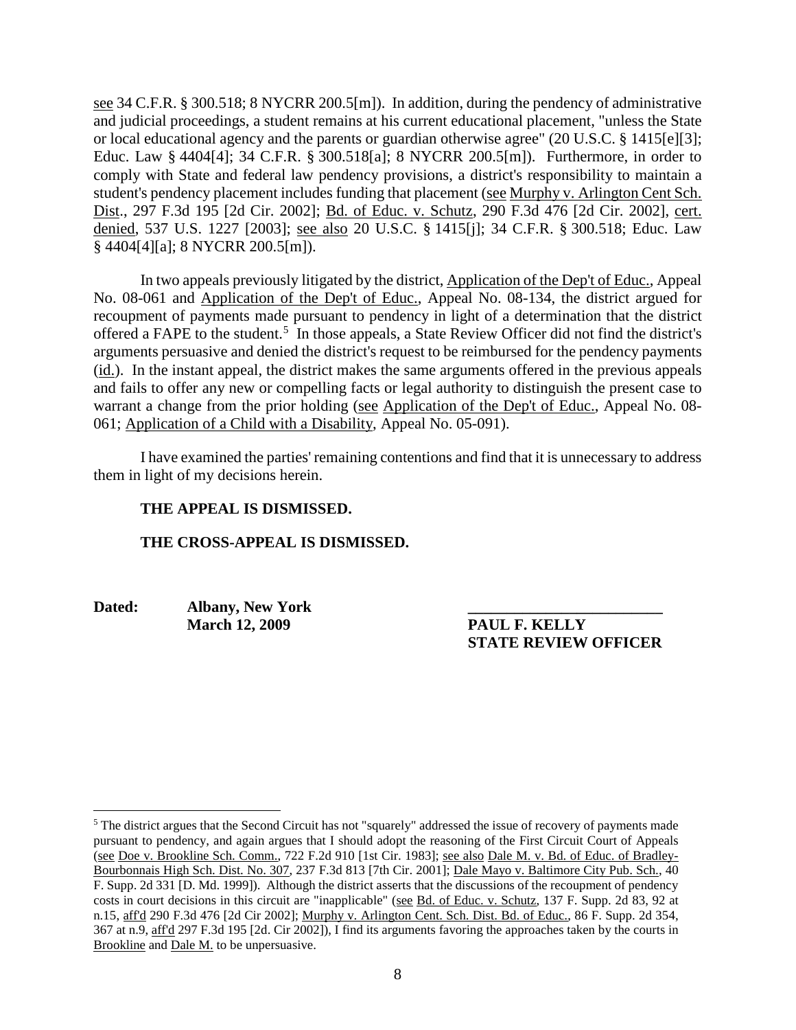see 34 C.F.R. § 300.518; 8 NYCRR 200.5[m]). In addition, during the pendency of administrative and judicial proceedings, a student remains at his current educational placement, "unless the State or local educational agency and the parents or guardian otherwise agree" (20 U.S.C. § 1415[e][3]; Educ. Law § 4404[4]; 34 C.F.R. § 300.518[a]; 8 NYCRR 200.5[m]). Furthermore, in order to comply with State and federal law pendency provisions, a district's responsibility to maintain a student's pendency placement includes funding that placement (see Murphy v. Arlington Cent Sch. Dist., 297 F.3d 195 [2d Cir. 2002]; Bd. of Educ. v. Schutz, 290 F.3d 476 [2d Cir. 2002], cert. denied, 537 U.S. 1227 [2003]; see also 20 U.S.C. § 1415[j]; 34 C.F.R. § 300.518; Educ. Law § 4404[4][a]; 8 NYCRR 200.5[m]).

In two appeals previously litigated by the district, Application of the Dep't of Educ., Appeal No. 08-061 and Application of the Dep't of Educ., Appeal No. 08-134, the district argued for recoupment of payments made pursuant to pendency in light of a determination that the district offered a FAPE to the student.[5] In those appeals, a State Review Officer did not find the district's arguments persuasive and denied the district's request to be reimbursed for the pendency payments (id.). In the instant appeal, the district makes the same arguments offered in the previous appeals and fails to offer any new or compelling facts or legal authority to distinguish the present case to warrant a change from the prior holding (see Application of the Dep't of Educ., Appeal No. 08-061; Application of a Child with a Disability, Appeal No. 05-091).

I have examined the parties' remaining contentions and find that it is unnecessary to address them in light of my decisions herein.

**THE APPEAL IS DISMISSED.**

**THE CROSS-APPEAL IS DISMISSED.**

**Dated:** **Albany, New York**
**March 12, 2009**

\_\_\_\_\_\_\_\_\_\_\_\_\_\_\_\_\_\_\_\_\_\_\_\_\_
**PAUL F. KELLY**
**STATE REVIEW OFFICER**

[5] The district argues that the Second Circuit has not "squarely" addressed the issue of recovery of payments made pursuant to pendency, and again argues that I should adopt the reasoning of the First Circuit Court of Appeals (see Doe v. Brookline Sch. Comm., 722 F.2d 910 [1st Cir. 1983]; see also Dale M. v. Bd. of Educ. of Bradley-Bourbonnais High Sch. Dist. No. 307, 237 F.3d 813 [7th Cir. 2001]; Dale Mayo v. Baltimore City Pub. Sch., 40 F. Supp. 2d 331 [D. Md. 1999]). Although the district asserts that the discussions of the recoupment of pendency costs in court decisions in this circuit are "inapplicable" (see Bd. of Educ. v. Schutz, 137 F. Supp. 2d 83, 92 at n.15, aff'd 290 F.3d 476 [2d Cir 2002]; Murphy v. Arlington Cent. Sch. Dist. Bd. of Educ., 86 F. Supp. 2d 354, 367 at n.9, aff'd 297 F.3d 195 [2d. Cir 2002]), I find its arguments favoring the approaches taken by the courts in Brookline and Dale M. to be unpersuasive.